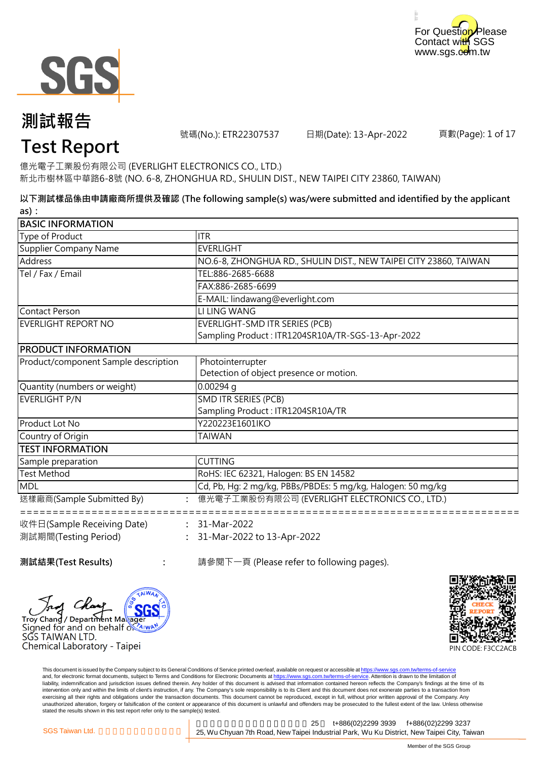For Question Please Contact with SGS
www.sgs.com.tw

# 測試報告
# Test Report

號碼(No.): ETR22307537 日期(Date): 13-Apr-2022 頁數(Page): 1 of 17

億光電子工業股份有限公司 (EVERLIGHT ELECTRONICS CO., LTD.)
新北市樹林區中華路6-8號 (NO. 6-8, ZHONGHUA RD., SHULIN DIST., NEW TAIPEI CITY 23860, TAIWAN)

**以下測試樣品係由申請廠商所提供及確認 (The following sample(s) was/were submitted and identified by the applicant as)：**

| BASIC INFORMATION | |
|---|---|
| Type of Product | ITR |
| Supplier Company Name | EVERLIGHT |
| Address | NO.6-8, ZHONGHUA RD., SHULIN DIST., NEW TAIPEI CITY 23860, TAIWAN |
| Tel / Fax / Email | TEL:886-2685-6688 |
| | FAX:886-2685-6699 |
| | E-MAIL: lindawang@everlight.com |
| Contact Person | LI LING WANG |
| EVERLIGHT REPORT NO | EVERLIGHT-SMD ITR SERIES (PCB)<br>Sampling Product : ITR1204SR10A/TR-SGS-13-Apr-2022 |
| **PRODUCT INFORMATION** | |
| Product/component Sample description | Photointerrupter<br>Detection of object presence or motion. |
| Quantity (numbers or weight) | 0.00294 g |
| EVERLIGHT P/N | SMD ITR SERIES (PCB)<br>Sampling Product : ITR1204SR10A/TR |
| Product Lot No | Y220223E1601IKO |
| Country of Origin | TAIWAN |
| **TEST INFORMATION** | |
| Sample preparation | CUTTING |
| Test Method | RoHS: IEC 62321, Halogen: BS EN 14582 |
| MDL | Cd, Pb, Hg: 2 mg/kg, PBBs/PBDEs: 5 mg/kg, Halogen: 50 mg/kg |

送樣廠商(Sample Submitted By) : 億光電子工業股份有限公司 (EVERLIGHT ELECTRONICS CO., LTD.)

收件日(Sample Receiving Date) : 31-Mar-2022
測試期間(Testing Period) : 31-Mar-2022 to 13-Apr-2022

**測試結果(Test Results)** : 請參閱下一頁 (Please refer to following pages).

Troy Chang / Department Manager
Signed for and on behalf of
SGS TAIWAN LTD.
Chemical Laboratory - Taipei

PIN CODE: F3CC2ACB

This document is issued by the Company subject to its General Conditions of Service printed overleaf, available on request or accessible at https://www.sgs.com.tw/terms-of-service and, for electronic format documents, subject to Terms and Conditions for Electronic Documents at https://www.sgs.com.tw/terms-of-service. Attention is drawn to the limitation of liability, indemnification and jurisdiction issues defined therein. Any holder of this document is advised that information contained hereon reflects the Company's findings at the time of its intervention only and within the limits of client's instruction, if any. The Company's sole responsibility is to its Client and this document does not exonerate parties to a transaction from exercising all their rights and obligations under the transaction documents. This document cannot be reproduced, except in full, without prior written approval of the Company. Any unauthorized alteration, forgery or falsification of the content or appearance of this document is unlawful and offenders may be prosecuted to the fullest extent of the law. Unless otherwise stated the results shown in this test report refer only to the sample(s) tested.

SGS Taiwan Ltd. 25, Wu Chyuan 7th Road, New Taipei Industrial Park, Wu Ku District, New Taipei City, Taiwan t+886(02)2299 3939 f+886(02)2299 3237

Member of the SGS Group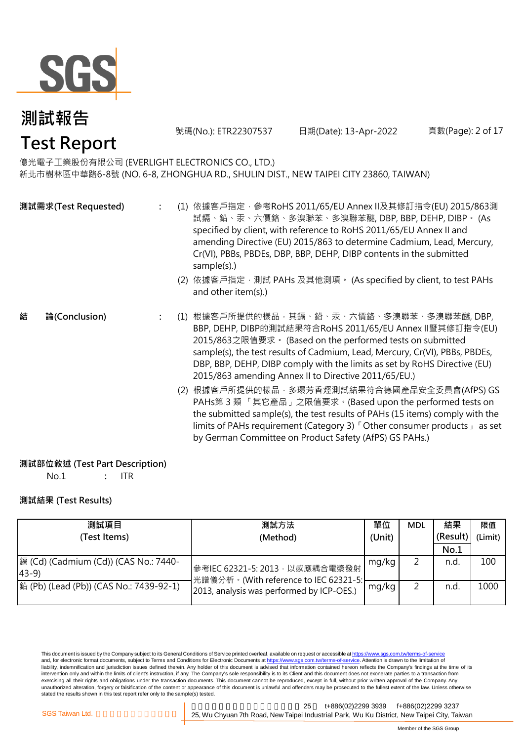# 測試報告
# Test Report

號碼(No.): ETR22307537　　日期(Date): 13-Apr-2022

億光電子工業股份有限公司 (EVERLIGHT ELECTRONICS CO., LTD.)
新北市樹林區中華路6-8號 (NO. 6-8, ZHONGHUA RD., SHULIN DIST., NEW TAIPEI CITY 23860, TAIWAN)

**測試需求(Test Requested)** :

(1) 依據客戶指定，參考RoHS 2011/65/EU Annex II及其修訂指令(EU) 2015/863測試鎘、鉛、汞、六價鉻、多溴聯苯、多溴聯苯醚, DBP, BBP, DEHP, DIBP。 (As specified by client, with reference to RoHS 2011/65/EU Annex II and amending Directive (EU) 2015/863 to determine Cadmium, Lead, Mercury, Cr(VI), PBBs, PBDEs, DBP, BBP, DEHP, DIBP contents in the submitted sample(s).)

(2) 依據客戶指定，測試 PAHs 及其他測項。 (As specified by client, to test PAHs and other item(s).)

**結　論(Conclusion)** :

(1) 根據客戶所提供的樣品，其鎘、鉛、汞、六價鉻、多溴聯苯、多溴聯苯醚, DBP, BBP, DEHP, DIBP的測試結果符合RoHS 2011/65/EU Annex II暨其修訂指令(EU) 2015/863之限值要求。 (Based on the performed tests on submitted sample(s), the test results of Cadmium, Lead, Mercury, Cr(VI), PBBs, PBDEs, DBP, BBP, DEHP, DIBP comply with the limits as set by RoHS Directive (EU) 2015/863 amending Annex II to Directive 2011/65/EU.)

(2) 根據客戶所提供的樣品，多環芳香烴測試結果符合德國產品安全委員會(AfPS) GS PAHs第 3 類 「其它產品」之限值要求。(Based upon the performed tests on the submitted sample(s), the test results of PAHs (15 items) comply with the limits of PAHs requirement (Category 3)「Other consumer products」 as set by German Committee on Product Safety (AfPS) GS PAHs.)

**測試部位敘述 (Test Part Description)**

No.1 : ITR

**測試結果 (Test Results)**

| 測試項目 (Test Items) | 測試方法 (Method) | 單位 (Unit) | MDL | 結果 (Result) No.1 | 限值 (Limit) |
|---|---|---|---|---|---|
| 鎘 (Cd) (Cadmium (Cd)) (CAS No.: 7440-43-9) | 參考IEC 62321-5: 2013，以感應耦合電漿發射光譜儀分析。(With reference to IEC 62321-5: 2013, analysis was performed by ICP-OES.) | mg/kg | 2 | n.d. | 100 |
| 鉛 (Pb) (Lead (Pb)) (CAS No.: 7439-92-1) | | mg/kg | 2 | n.d. | 1000 |

This document is issued by the Company subject to its General Conditions of Service printed overleaf, available on request or accessible at https://www.sgs.com.tw/terms-of-service and, for electronic format documents, subject to Terms and Conditions for Electronic Documents at https://www.sgs.com.tw/terms-of-service. Attention is drawn to the limitation of liability, indemnification and jurisdiction issues defined therein. Any holder of this document is advised that information contained hereon reflects the Company's findings at the time of its intervention only and within the limits of client's instruction, if any. The Company's sole responsibility is to its Client and this document does not exonerate parties to a transaction from exercising all their rights and obligations under the transaction documents. This document cannot be reproduced, except in full, without prior written approval of the Company. Any unauthorized alteration, forgery or falsification of the content or appearance of this document is unlawful and offenders may be prosecuted to the fullest extent of the law. Unless otherwise stated the results shown in this test report refer only to the sample(s) tested.

SGS Taiwan Ltd. t+886(02)2299 3939 f+886(02)2299 3237
25, Wu Chyuan 7th Road, New Taipei Industrial Park, Wu Ku District, New Taipei City, Taiwan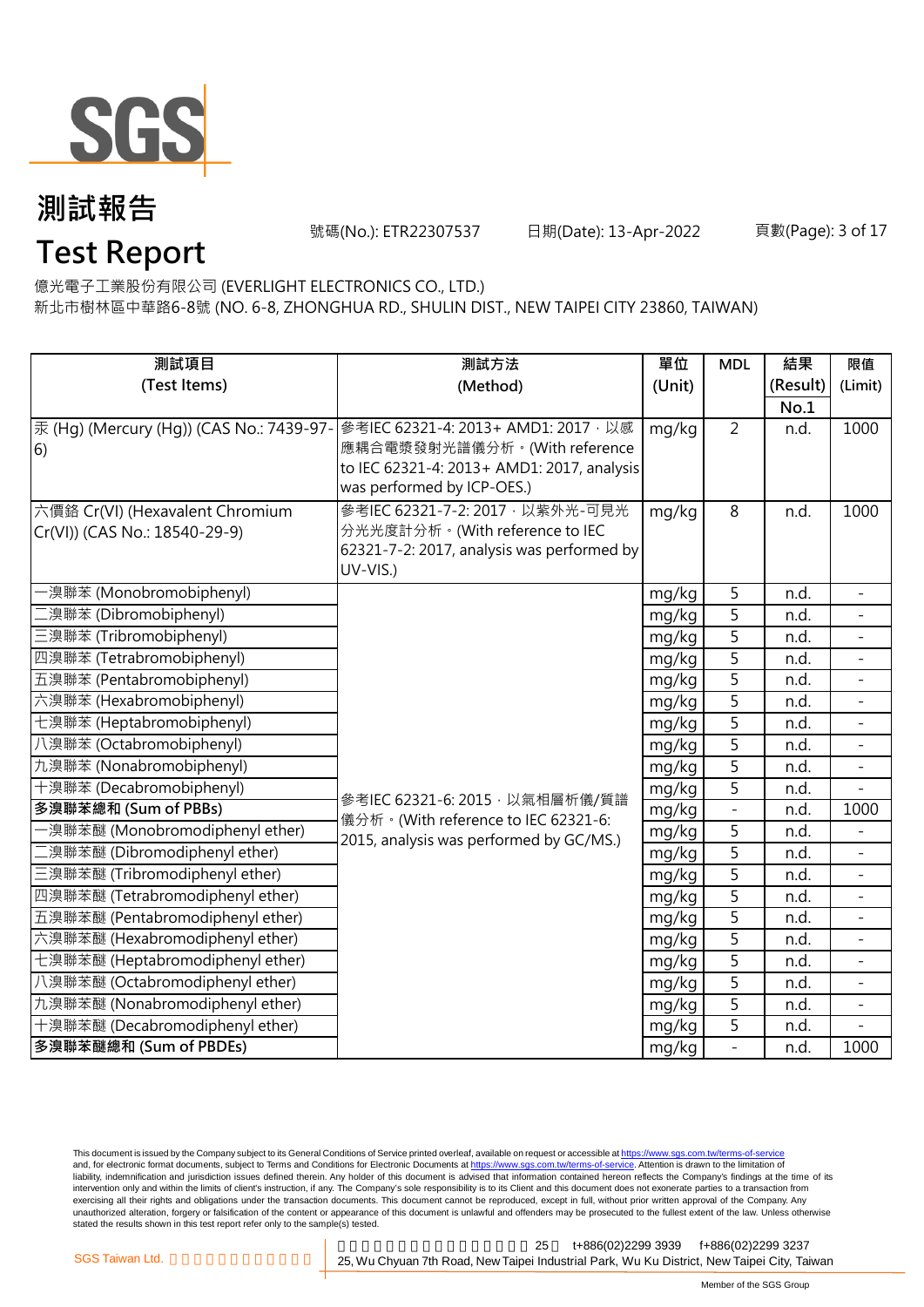# 測試報告

# Test Report

號碼(No.): ETR22307537 日期(Date): 13-Apr-2022

億光電子工業股份有限公司 (EVERLIGHT ELECTRONICS CO., LTD.)
新北市樹林區中華路6-8號 (NO. 6-8, ZHONGHUA RD., SHULIN DIST., NEW TAIPEI CITY 23860, TAIWAN)

| 測試項目 (Test Items) | 測試方法 (Method) | 單位 (Unit) | MDL | 結果 (Result) No.1 | 限值 (Limit) |
|---|---|---|---|---|---|
| 汞 (Hg) (Mercury (Hg)) (CAS No.: 7439-97-6) | 參考IEC 62321-4: 2013+ AMD1: 2017，以感應耦合電漿發射光譜儀分析。(With reference to IEC 62321-4: 2013+ AMD1: 2017, analysis was performed by ICP-OES.) | mg/kg | 2 | n.d. | 1000 |
| 六價鉻 Cr(VI) (Hexavalent Chromium Cr(VI)) (CAS No.: 18540-29-9) | 參考IEC 62321-7-2: 2017，以紫外光-可見光分光光度計分析。(With reference to IEC 62321-7-2: 2017, analysis was performed by UV-VIS.) | mg/kg | 8 | n.d. | 1000 |
| 一溴聯苯 (Monobromobiphenyl) | 參考IEC 62321-6: 2015，以氣相層析儀/質譜儀分析。(With reference to IEC 62321-6: 2015, analysis was performed by GC/MS.) | mg/kg | 5 | n.d. | - |
| 二溴聯苯 (Dibromobiphenyl) | | mg/kg | 5 | n.d. | - |
| 三溴聯苯 (Tribromobiphenyl) | | mg/kg | 5 | n.d. | - |
| 四溴聯苯 (Tetrabromobiphenyl) | | mg/kg | 5 | n.d. | - |
| 五溴聯苯 (Pentabromobiphenyl) | | mg/kg | 5 | n.d. | - |
| 六溴聯苯 (Hexabromobiphenyl) | | mg/kg | 5 | n.d. | - |
| 七溴聯苯 (Heptabromobiphenyl) | | mg/kg | 5 | n.d. | - |
| 八溴聯苯 (Octabromobiphenyl) | | mg/kg | 5 | n.d. | - |
| 九溴聯苯 (Nonabromobiphenyl) | | mg/kg | 5 | n.d. | - |
| 十溴聯苯 (Decabromobiphenyl) | | mg/kg | 5 | n.d. | - |
| **多溴聯苯總和 (Sum of PBBs)** | | mg/kg | - | n.d. | 1000 |
| 一溴聯苯醚 (Monobromodiphenyl ether) | | mg/kg | 5 | n.d. | - |
| 二溴聯苯醚 (Dibromodiphenyl ether) | | mg/kg | 5 | n.d. | - |
| 三溴聯苯醚 (Tribromodiphenyl ether) | | mg/kg | 5 | n.d. | - |
| 四溴聯苯醚 (Tetrabromodiphenyl ether) | | mg/kg | 5 | n.d. | - |
| 五溴聯苯醚 (Pentabromodiphenyl ether) | | mg/kg | 5 | n.d. | - |
| 六溴聯苯醚 (Hexabromodiphenyl ether) | | mg/kg | 5 | n.d. | - |
| 七溴聯苯醚 (Heptabromodiphenyl ether) | | mg/kg | 5 | n.d. | - |
| 八溴聯苯醚 (Octabromodiphenyl ether) | | mg/kg | 5 | n.d. | - |
| 九溴聯苯醚 (Nonabromodiphenyl ether) | | mg/kg | 5 | n.d. | - |
| 十溴聯苯醚 (Decabromodiphenyl ether) | | mg/kg | 5 | n.d. | - |
| **多溴聯苯醚總和 (Sum of PBDEs)** | | mg/kg | - | n.d. | 1000 |

This document is issued by the Company subject to its General Conditions of Service printed overleaf, available on request or accessible at https://www.sgs.com.tw/terms-of-service and, for electronic format documents, subject to Terms and Conditions for Electronic Documents at https://www.sgs.com.tw/terms-of-service. Attention is drawn to the limitation of liability, indemnification and jurisdiction issues defined therein. Any holder of this document is advised that information contained hereon reflects the Company's findings at the time of its intervention only and within the limits of client's instruction, if any. The Company's sole responsibility is to its Client and this document does not exonerate parties to a transaction from exercising all their rights and obligations under the transaction documents. This document cannot be reproduced, except in full, without prior written approval of the Company. Any unauthorized alteration, forgery or falsification of the content or appearance of this document is unlawful and offenders may be prosecuted to the fullest extent of the law. Unless otherwise stated the results shown in this test report refer only to the sample(s) tested.

SGS Taiwan Ltd. 25 t+886(02)2299 3939 f+886(02)2299 3237
25, Wu Chyuan 7th Road, New Taipei Industrial Park, Wu Ku District, New Taipei City, Taiwan

Member of the SGS Group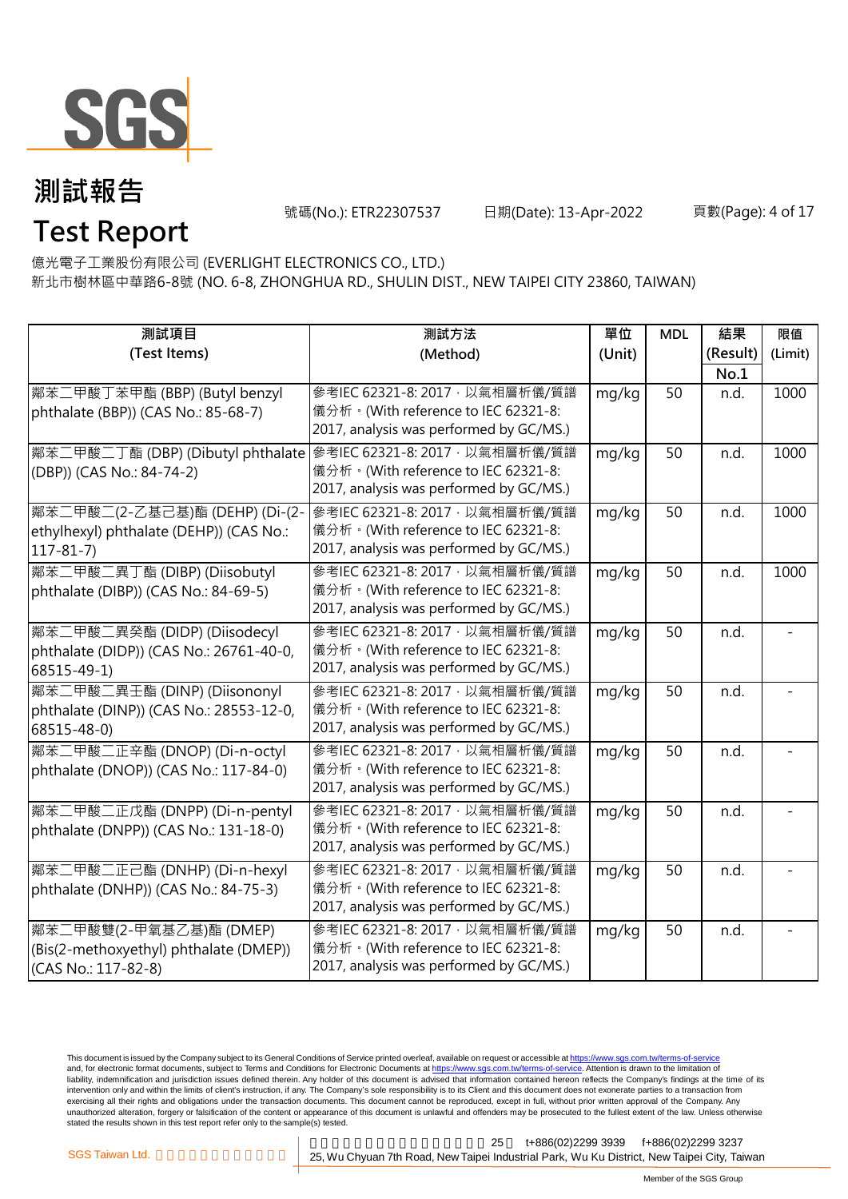# 測試報告

# Test Report

號碼(No.): ETR22307537　　日期(Date): 13-Apr-2022

億光電子工業股份有限公司 (EVERLIGHT ELECTRONICS CO., LTD.)
新北市樹林區中華路6-8號 (NO. 6-8, ZHONGHUA RD., SHULIN DIST., NEW TAIPEI CITY 23860, TAIWAN)

| 測試項目 (Test Items) | 測試方法 (Method) | 單位 (Unit) | MDL | 結果 (Result) No.1 | 限值 (Limit) |
|---|---|---|---|---|---|
| 鄰苯二甲酸丁苯甲酯 (BBP) (Butyl benzyl phthalate (BBP)) (CAS No.: 85-68-7) | 參考IEC 62321-8: 2017，以氣相層析儀/質譜儀分析。(With reference to IEC 62321-8: 2017, analysis was performed by GC/MS.) | mg/kg | 50 | n.d. | 1000 |
| 鄰苯二甲酸二丁酯 (DBP) (Dibutyl phthalate (DBP)) (CAS No.: 84-74-2) | 參考IEC 62321-8: 2017，以氣相層析儀/質譜儀分析。(With reference to IEC 62321-8: 2017, analysis was performed by GC/MS.) | mg/kg | 50 | n.d. | 1000 |
| 鄰苯二甲酸二(2-乙基己基)酯 (DEHP) (Di-(2-ethylhexyl) phthalate (DEHP)) (CAS No.: 117-81-7) | 參考IEC 62321-8: 2017，以氣相層析儀/質譜儀分析。(With reference to IEC 62321-8: 2017, analysis was performed by GC/MS.) | mg/kg | 50 | n.d. | 1000 |
| 鄰苯二甲酸二異丁酯 (DIBP) (Diisobutyl phthalate (DIBP)) (CAS No.: 84-69-5) | 參考IEC 62321-8: 2017，以氣相層析儀/質譜儀分析。(With reference to IEC 62321-8: 2017, analysis was performed by GC/MS.) | mg/kg | 50 | n.d. | 1000 |
| 鄰苯二甲酸二異癸酯 (DIDP) (Diisodecyl phthalate (DIDP)) (CAS No.: 26761-40-0, 68515-49-1) | 參考IEC 62321-8: 2017，以氣相層析儀/質譜儀分析。(With reference to IEC 62321-8: 2017, analysis was performed by GC/MS.) | mg/kg | 50 | n.d. | - |
| 鄰苯二甲酸二異壬酯 (DINP) (Diisononyl phthalate (DINP)) (CAS No.: 28553-12-0, 68515-48-0) | 參考IEC 62321-8: 2017，以氣相層析儀/質譜儀分析。(With reference to IEC 62321-8: 2017, analysis was performed by GC/MS.) | mg/kg | 50 | n.d. | - |
| 鄰苯二甲酸二正辛酯 (DNOP) (Di-n-octyl phthalate (DNOP)) (CAS No.: 117-84-0) | 參考IEC 62321-8: 2017，以氣相層析儀/質譜儀分析。(With reference to IEC 62321-8: 2017, analysis was performed by GC/MS.) | mg/kg | 50 | n.d. | - |
| 鄰苯二甲酸二正戊酯 (DNPP) (Di-n-pentyl phthalate (DNPP)) (CAS No.: 131-18-0) | 參考IEC 62321-8: 2017，以氣相層析儀/質譜儀分析。(With reference to IEC 62321-8: 2017, analysis was performed by GC/MS.) | mg/kg | 50 | n.d. | - |
| 鄰苯二甲酸二正己酯 (DNHP) (Di-n-hexyl phthalate (DNHP)) (CAS No.: 84-75-3) | 參考IEC 62321-8: 2017，以氣相層析儀/質譜儀分析。(With reference to IEC 62321-8: 2017, analysis was performed by GC/MS.) | mg/kg | 50 | n.d. | - |
| 鄰苯二甲酸雙(2-甲氧基乙基)酯 (DMEP) (Bis(2-methoxyethyl) phthalate (DMEP)) (CAS No.: 117-82-8) | 參考IEC 62321-8: 2017，以氣相層析儀/質譜儀分析。(With reference to IEC 62321-8: 2017, analysis was performed by GC/MS.) | mg/kg | 50 | n.d. | - |

This document is issued by the Company subject to its General Conditions of Service printed overleaf, available on request or accessible at https://www.sgs.com.tw/terms-of-service and, for electronic format documents, subject to Terms and Conditions for Electronic Documents at https://www.sgs.com.tw/terms-of-service. Attention is drawn to the limitation of liability, indemnification and jurisdiction issues defined therein. Any holder of this document is advised that information contained hereon reflects the Company's findings at the time of its intervention only and within the limits of client's instruction, if any. The Company's sole responsibility is to its Client and this document does not exonerate parties to a transaction from exercising all their rights and obligations under the transaction documents. This document cannot be reproduced, except in full, without prior written approval of the Company. Any unauthorized alteration, forgery or falsification of the content or appearance of this document is unlawful and offenders may be prosecuted to the fullest extent of the law. Unless otherwise stated the results shown in this test report refer only to the sample(s) tested.

SGS Taiwan Ltd. | 25, Wu Chyuan 7th Road, New Taipei Industrial Park, Wu Ku District, New Taipei City, Taiwan | t+886(02)2299 3939 f+886(02)2299 3237

Member of the SGS Group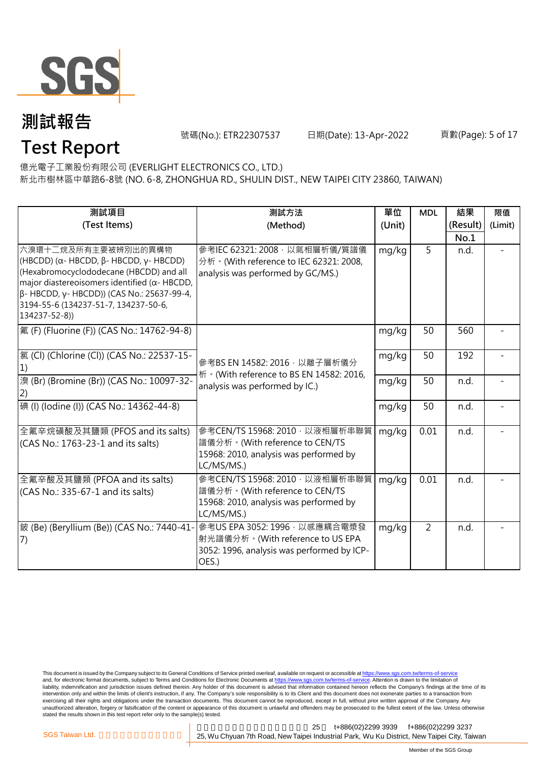# 測試報告

# Test Report

號碼(No.): ETR22307537　　日期(Date): 13-Apr-2022

億光電子工業股份有限公司 (EVERLIGHT ELECTRONICS CO., LTD.)
新北市樹林區中華路6-8號 (NO. 6-8, ZHONGHUA RD., SHULIN DIST., NEW TAIPEI CITY 23860, TAIWAN)

| 測試項目 (Test Items) | 測試方法 (Method) | 單位 (Unit) | MDL | 結果 (Result) No.1 | 限值 (Limit) |
|---|---|---|---|---|---|
| 六溴環十二烷及所有主要被辨別出的異構物 (HBCDD) (α- HBCDD, β- HBCDD, γ- HBCDD) (Hexabromocyclododecane (HBCDD) and all major diastereoisomers identified (α- HBCDD, β- HBCDD, γ- HBCDD)) (CAS No.: 25637-99-4, 3194-55-6 (134237-51-7, 134237-50-6, 134237-52-8)) | 參考IEC 62321: 2008，以氣相層析儀/質譜儀分析。(With reference to IEC 62321: 2008, analysis was performed by GC/MS.) | mg/kg | 5 | n.d. | - |
| 氟 (F) (Fluorine (F)) (CAS No.: 14762-94-8) | 參考BS EN 14582: 2016，以離子層析儀分析。(With reference to BS EN 14582: 2016, analysis was performed by IC.) | mg/kg | 50 | 560 | - |
| 氯 (Cl) (Chlorine (Cl)) (CAS No.: 22537-15-1) | | mg/kg | 50 | 192 | - |
| 溴 (Br) (Bromine (Br)) (CAS No.: 10097-32-2) | | mg/kg | 50 | n.d. | - |
| 碘 (I) (Iodine (I)) (CAS No.: 14362-44-8) | | mg/kg | 50 | n.d. | - |
| 全氟辛烷磺酸及其鹽類 (PFOS and its salts) (CAS No.: 1763-23-1 and its salts) | 參考CEN/TS 15968: 2010，以液相層析串聯質譜儀分析。(With reference to CEN/TS 15968: 2010, analysis was performed by LC/MS/MS.) | mg/kg | 0.01 | n.d. | - |
| 全氟辛酸及其鹽類 (PFOA and its salts) (CAS No.: 335-67-1 and its salts) | 參考CEN/TS 15968: 2010，以液相層析串聯質譜儀分析。(With reference to CEN/TS 15968: 2010, analysis was performed by LC/MS/MS.) | mg/kg | 0.01 | n.d. | - |
| 鈹 (Be) (Beryllium (Be)) (CAS No.: 7440-41-7) | 參考US EPA 3052: 1996，以感應耦合電漿發射光譜儀分析。(With reference to US EPA 3052: 1996, analysis was performed by ICP-OES.) | mg/kg | 2 | n.d. | - |

This document is issued by the Company subject to its General Conditions of Service printed overleaf, available on request or accessible at https://www.sgs.com.tw/terms-of-service and, for electronic format documents, subject to Terms and Conditions for Electronic Documents at https://www.sgs.com.tw/terms-of-service. Attention is drawn to the limitation of liability, indemnification and jurisdiction issues defined therein. Any holder of this document is advised that information contained hereon reflects the Company's findings at the time of its intervention only and within the limits of client's instruction, if any. The Company's sole responsibility is to its Client and this document does not exonerate parties to a transaction from exercising all their rights and obligations under the transaction documents. This document cannot be reproduced, except in full, without prior written approval of the Company. Any unauthorized alteration, forgery or falsification of the content or appearance of this document is unlawful and offenders may be prosecuted to the fullest extent of the law. Unless otherwise stated the results shown in this test report refer only to the sample(s) tested.

SGS Taiwan Ltd. | 25, Wu Chyuan 7th Road, New Taipei Industrial Park, Wu Ku District, New Taipei City, Taiwan | t+886(02)2299 3939 f+886(02)2299 3237

Member of the SGS Group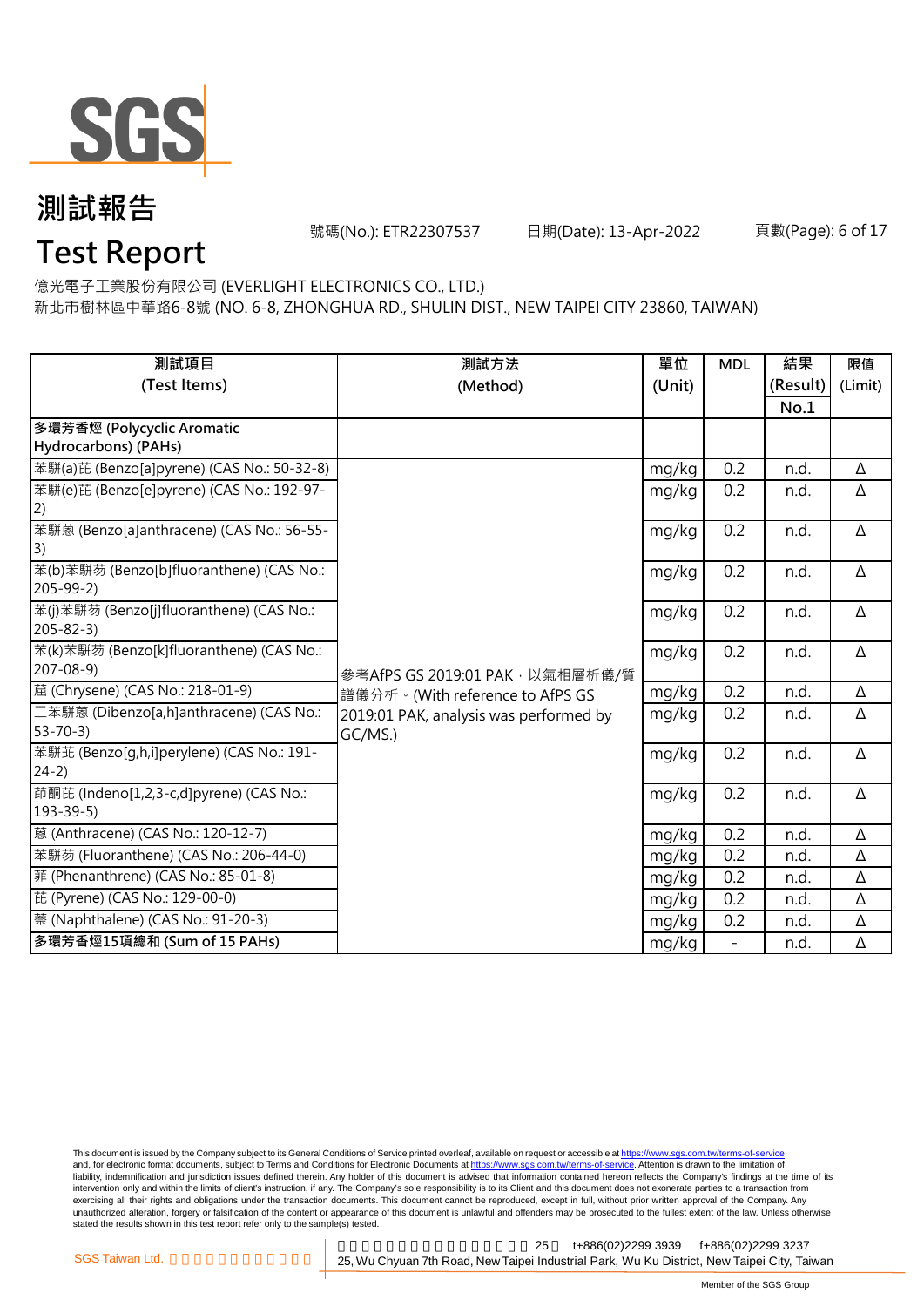# 測試報告

# Test Report

號碼(No.): ETR22307537 日期(Date): 13-Apr-2022

億光電子工業股份有限公司 (EVERLIGHT ELECTRONICS CO., LTD.)

新北市樹林區中華路6-8號 (NO. 6-8, ZHONGHUA RD., SHULIN DIST., NEW TAIPEI CITY 23860, TAIWAN)

| 測試項目 (Test Items) | 測試方法 (Method) | 單位 (Unit) | MDL | 結果 (Result) No.1 | 限值 (Limit) |
|---|---|---|---|---|---|
| 多環芳香烴 (Polycyclic Aromatic Hydrocarbons) (PAHs) | | | | | |
| 苯駢(a)芘 (Benzo[a]pyrene) (CAS No.: 50-32-8) | 參考AfPS GS 2019:01 PAK，以氣相層析儀/質譜儀分析。(With reference to AfPS GS 2019:01 PAK, analysis was performed by GC/MS.) | mg/kg | 0.2 | n.d. | Δ |
| 苯駢(e)芘 (Benzo[e]pyrene) (CAS No.: 192-97-2) | | mg/kg | 0.2 | n.d. | Δ |
| 苯駢蒽 (Benzo[a]anthracene) (CAS No.: 56-55-3) | | mg/kg | 0.2 | n.d. | Δ |
| 苯(b)苯駢芴 (Benzo[b]fluoranthene) (CAS No.: 205-99-2) | | mg/kg | 0.2 | n.d. | Δ |
| 苯(j)苯駢芴 (Benzo[j]fluoranthene) (CAS No.: 205-82-3) | | mg/kg | 0.2 | n.d. | Δ |
| 苯(k)苯駢芴 (Benzo[k]fluoranthene) (CAS No.: 207-08-9) | | mg/kg | 0.2 | n.d. | Δ |
| 䓛 (Chrysene) (CAS No.: 218-01-9) | | mg/kg | 0.2 | n.d. | Δ |
| 二苯駢蒽 (Dibenzo[a,h]anthracene) (CAS No.: 53-70-3) | | mg/kg | 0.2 | n.d. | Δ |
| 苯駢苙 (Benzo[g,h,i]perylene) (CAS No.: 191-24-2) | | mg/kg | 0.2 | n.d. | Δ |
| 茚酮芘 (Indeno[1,2,3-c,d]pyrene) (CAS No.: 193-39-5) | | mg/kg | 0.2 | n.d. | Δ |
| 蒽 (Anthracene) (CAS No.: 120-12-7) | | mg/kg | 0.2 | n.d. | Δ |
| 苯駢芴 (Fluoranthene) (CAS No.: 206-44-0) | | mg/kg | 0.2 | n.d. | Δ |
| 菲 (Phenanthrene) (CAS No.: 85-01-8) | | mg/kg | 0.2 | n.d. | Δ |
| 芘 (Pyrene) (CAS No.: 129-00-0) | | mg/kg | 0.2 | n.d. | Δ |
| 萘 (Naphthalene) (CAS No.: 91-20-3) | | mg/kg | 0.2 | n.d. | Δ |
| **多環芳香烴15項總和 (Sum of 15 PAHs)** | | mg/kg | - | n.d. | Δ |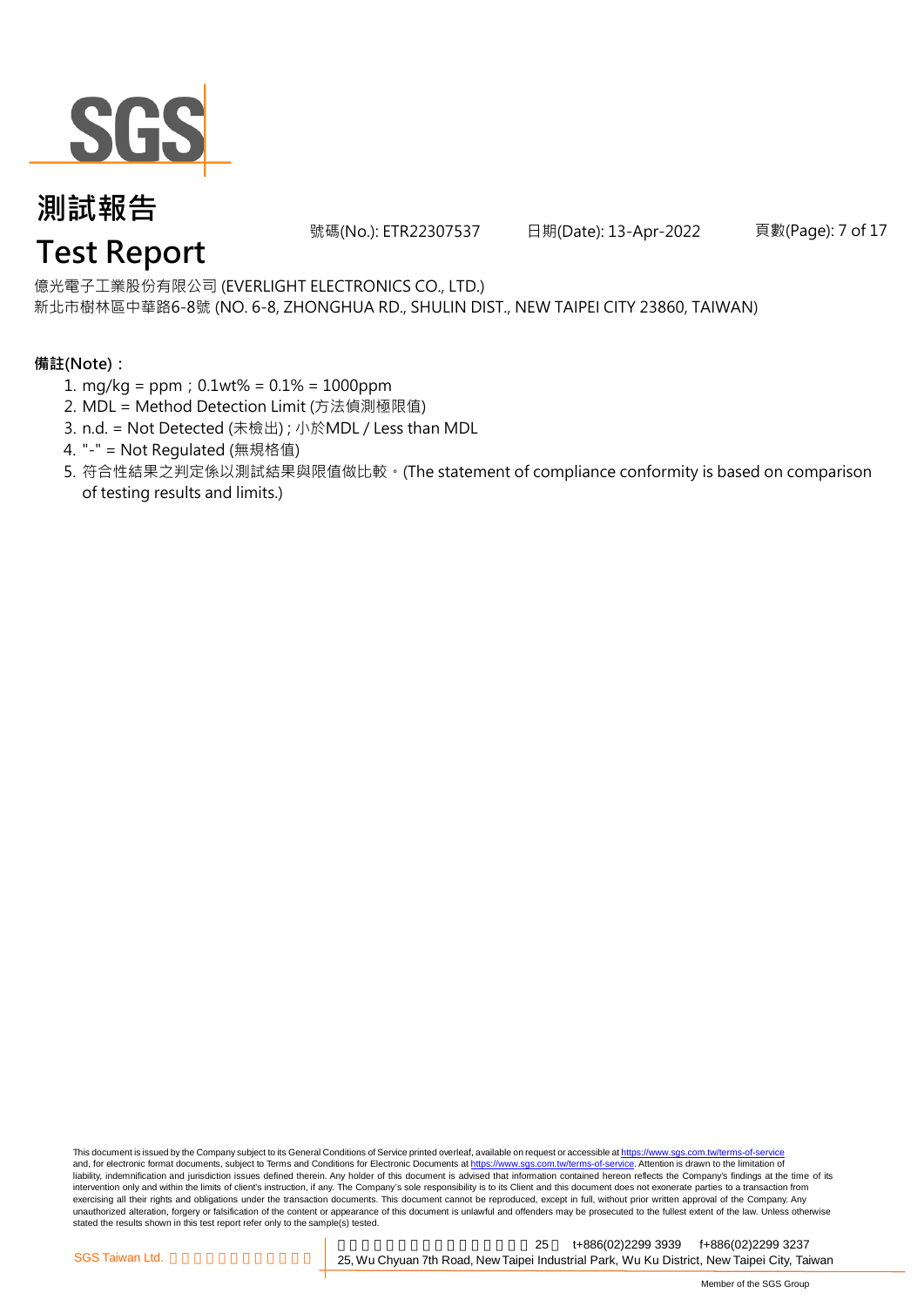億光電子工業股份有限公司 (EVERLIGHT ELECTRONICS CO., LTD.)
新北市樹林區中華路6-8號 (NO. 6-8, ZHONGHUA RD., SHULIN DIST., NEW TAIPEI CITY 23860, TAIWAN)

**備註(Note)：**

1. mg/kg = ppm；0.1wt% = 0.1% = 1000ppm
2. MDL = Method Detection Limit (方法偵測極限值)
3. n.d. = Not Detected (未檢出) ; 小於MDL / Less than MDL
4. "-" = Not Regulated (無規格值)
5. 符合性結果之判定係以測試結果與限值做比較。(The statement of compliance conformity is based on comparison of testing results and limits.)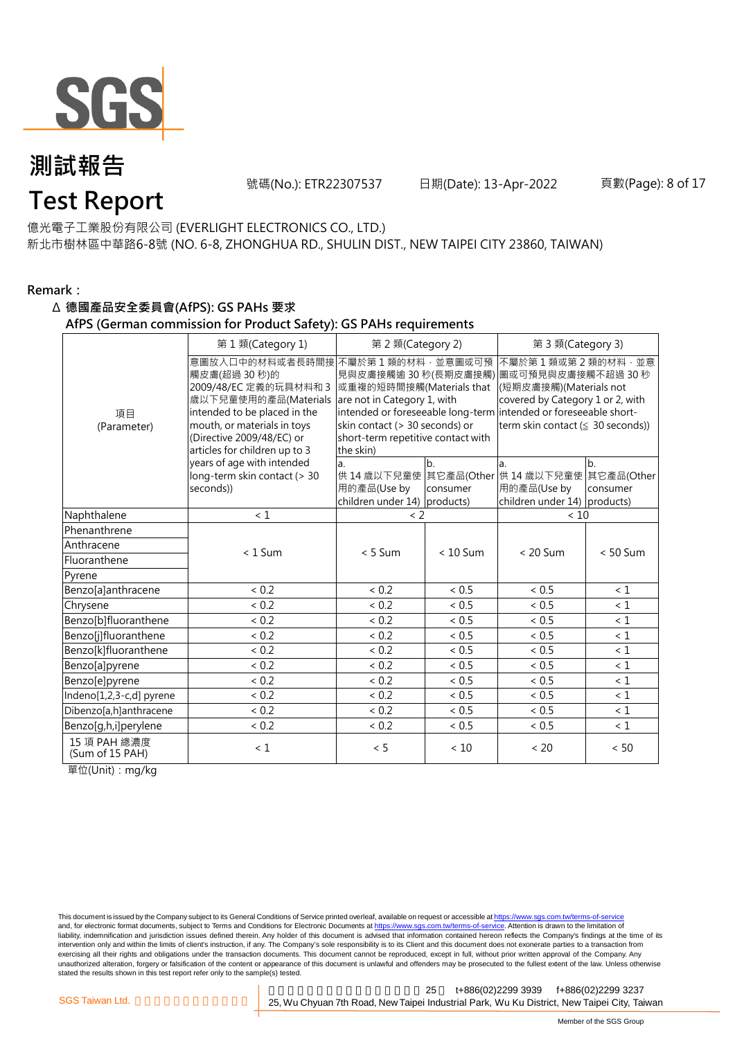# 測試報告

# Test Report

號碼(No.): ETR22307537 日期(Date): 13-Apr-2022

億光電子工業股份有限公司 (EVERLIGHT ELECTRONICS CO., LTD.)
新北市樹林區中華路6-8號 (NO. 6-8, ZHONGHUA RD., SHULIN DIST., NEW TAIPEI CITY 23860, TAIWAN)

**Remark：**

**Δ 德國產品安全委員會(AfPS): GS PAHs 要求**

**AfPS (German commission for Product Safety): GS PAHs requirements**

| 項目 (Parameter) | 第 1 類(Category 1) | 第 2 類(Category 2) | | 第 3 類(Category 3) | |
|---|---|---|---|---|---|
| | 意圖放入口中的材料或者長時間接觸皮膚(超過 30 秒)的 2009/48/EC 定義的玩具材料和 3 歲以下兒童使用的產品(Materials intended to be placed in the mouth, or materials in toys (Directive 2009/48/EC) or articles for children up to 3 years of age with intended long-term skin contact (> 30 seconds)) | 不屬於第 1 類的材料，並意圖或可預見與皮膚接觸逾 30 秒(長期皮膚接觸)或重複的短時間接觸(Materials that are not in Category 1, with intended or foreseeable long-term skin contact (> 30 seconds) or short-term repetitive contact with the skin) | | 不屬於第 1 類或第 2 類的材料，並意圖或可預見與皮膚接觸不超過 30 秒(短期皮膚接觸)(Materials not covered by Category 1 or 2, with intended or foreseeable short-term skin contact (≦ 30 seconds)) | |
| | | a. 供 14 歲以下兒童使用的產品(Use by children under 14) | b. 其它產品(Other consumer products) | a. 供 14 歲以下兒童使用的產品(Use by children under 14) | b. 其它產品(Other consumer products) |
| Naphthalene | < 1 | < 2 | | < 10 | |
| Phenanthrene<br>Anthracene<br>Fluoranthene<br>Pyrene | < 1 Sum | < 5 Sum | < 10 Sum | < 20 Sum | < 50 Sum |
| Benzo[a]anthracene | < 0.2 | < 0.2 | < 0.5 | < 0.5 | < 1 |
| Chrysene | < 0.2 | < 0.2 | < 0.5 | < 0.5 | < 1 |
| Benzo[b]fluoranthene | < 0.2 | < 0.2 | < 0.5 | < 0.5 | < 1 |
| Benzo[j]fluoranthene | < 0.2 | < 0.2 | < 0.5 | < 0.5 | < 1 |
| Benzo[k]fluoranthene | < 0.2 | < 0.2 | < 0.5 | < 0.5 | < 1 |
| Benzo[a]pyrene | < 0.2 | < 0.2 | < 0.5 | < 0.5 | < 1 |
| Benzo[e]pyrene | < 0.2 | < 0.2 | < 0.5 | < 0.5 | < 1 |
| Indeno[1,2,3-c,d] pyrene | < 0.2 | < 0.2 | < 0.5 | < 0.5 | < 1 |
| Dibenzo[a,h]anthracene | < 0.2 | < 0.2 | < 0.5 | < 0.5 | < 1 |
| Benzo[g,h,i]perylene | < 0.2 | < 0.2 | < 0.5 | < 0.5 | < 1 |
| 15 項 PAH 總濃度 (Sum of 15 PAH) | < 1 | < 5 | < 10 | < 20 | < 50 |

單位(Unit)：mg/kg

This document is issued by the Company subject to its General Conditions of Service printed overleaf, available on request or accessible at https://www.sgs.com.tw/terms-of-service and, for electronic format documents, subject to Terms and Conditions for Electronic Documents at https://www.sgs.com.tw/terms-of-service. Attention is drawn to the limitation of liability, indemnification and jurisdiction issues defined therein. Any holder of this document is advised that information contained hereon reflects the Company's findings at the time of its intervention only and within the limits of client's instruction, if any. The Company's sole responsibility is to its Client and this document does not exonerate parties to a transaction from exercising all their rights and obligations under the transaction documents. This document cannot be reproduced, except in full, without prior written approval of the Company. Any unauthorized alteration, forgery or falsification of the content or appearance of this document is unlawful and offenders may be prosecuted to the fullest extent of the law. Unless otherwise stated the results shown in this test report refer only to the sample(s) tested.

SGS Taiwan Ltd. | 25, Wu Chyuan 7th Road, New Taipei Industrial Park, Wu Ku District, New Taipei City, Taiwan | t+886(02)2299 3939 f+886(02)2299 3237

Member of the SGS Group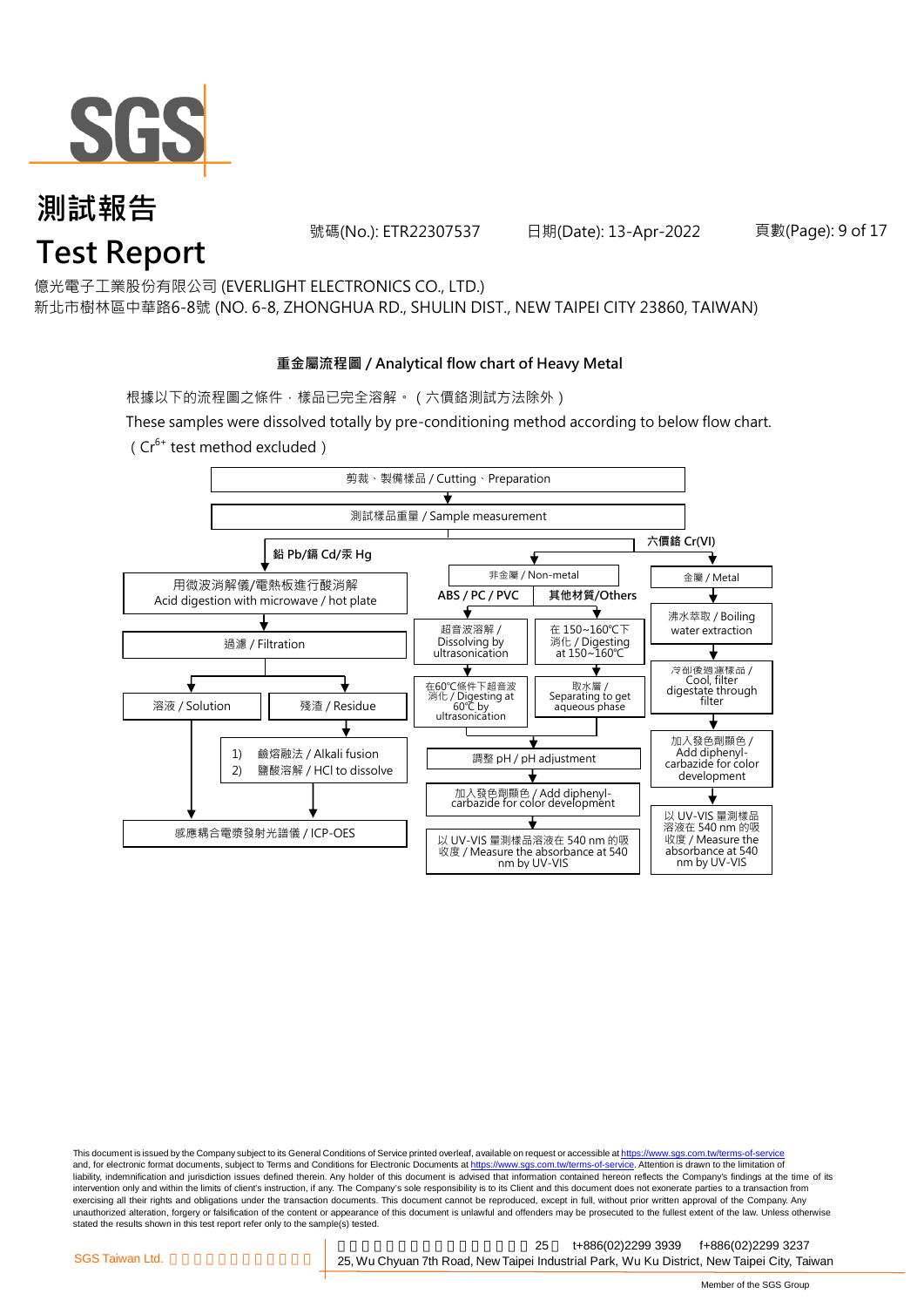# 測試報告
# Test Report

號碼(No.): ETR22307537　　日期(Date): 13-Apr-2022

億光電子工業股份有限公司 (EVERLIGHT ELECTRONICS CO., LTD.)
新北市樹林區中華路6-8號 (NO. 6-8, ZHONGHUA RD., SHULIN DIST., NEW TAIPEI CITY 23860, TAIWAN)

**重金屬流程圖 / Analytical flow chart of Heavy Metal**

根據以下的流程圖之條件，樣品已完全溶解。（六價鉻測試方法除外）

These samples were dissolved totally by pre-conditioning method according to below flow chart.

（$Cr^{6+}$ test method excluded）

剪裁、製備樣品 / Cutting、Preparation
↓
測試樣品重量 / Sample measurement

**鉛 Pb/鎘 Cd/汞 Hg**
- 用微波消解儀/電熱板進行酸消解 / Acid digestion with microwave / hot plate
- ↓ 過濾 / Filtration
- ↓ 溶液 / Solution ｜ 殘渣 / Residue
  - 殘渣 / Residue → 1) 鹼熔融法 / Alkali fusion 2) 鹽酸溶解 / HCl to dissolve
- ↓ 感應耦合電漿發射光譜儀 / ICP-OES

**六價鉻 Cr(VI)**

非金屬 / Non-metal
- **ABS / PC / PVC**: 超音波溶解 / Dissolving by ultrasonication → 在60℃條件下超音波消化 / Digesting at 60℃ by ultrasonication
- **其他材質/Others**: 在 150~160℃下消化 / Digesting at 150~160℃ → 取水層 / Separating to get aqueous phase
- ↓ 調整 pH / pH adjustment
- ↓ 加入發色劑顯色 / Add diphenyl-carbazide for color development
- ↓ 以 UV-VIS 量測樣品溶液在 540 nm 的吸收度 / Measure the absorbance at 540 nm by UV-VIS

金屬 / Metal
- 沸水萃取 / Boiling water extraction
- ↓ 冷卻後過濾樣品 / Cool, filter digestate through filter
- ↓ 加入發色劑顯色 / Add diphenyl-carbazide for color development
- ↓ 以 UV-VIS 量測樣品溶液在 540 nm 的吸收度 / Measure the absorbance at 540 nm by UV-VIS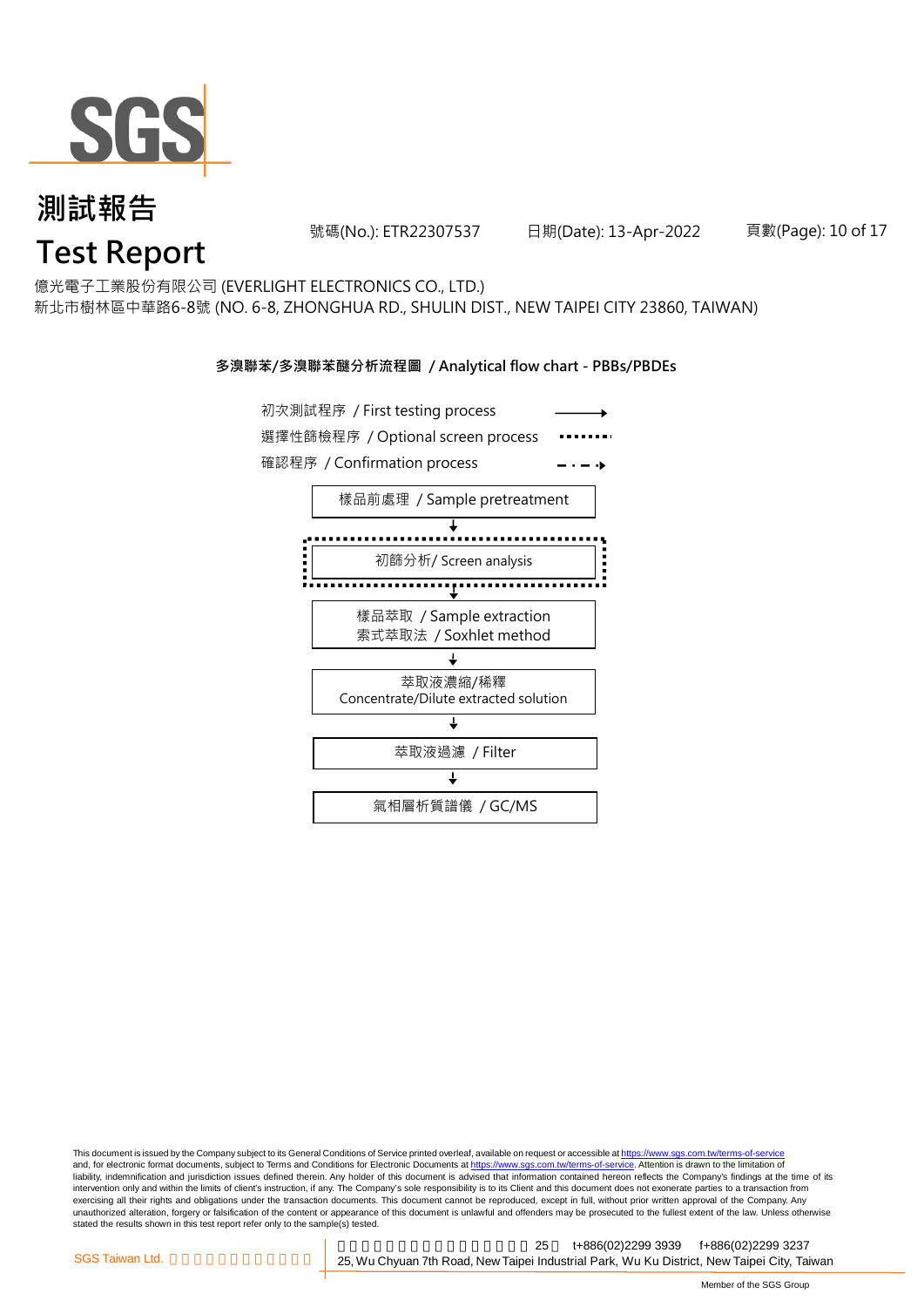# 測試報告
# Test Report

號碼(No.): ETR22307537　　日期(Date): 13-Apr-2022

億光電子工業股份有限公司 (EVERLIGHT ELECTRONICS CO., LTD.)
新北市樹林區中華路6-8號 (NO. 6-8, ZHONGHUA RD., SHULIN DIST., NEW TAIPEI CITY 23860, TAIWAN)

## 多溴聯苯/多溴聯苯醚分析流程圖 / Analytical flow chart - PBBs/PBDEs

初次測試程序 / First testing process →
選擇性篩檢程序 / Optional screen process ········
確認程序 / Confirmation process - · - ·→

1. 樣品前處理 / Sample pretreatment
2. 初篩分析/ Screen analysis (optional)
3. 樣品萃取 / Sample extraction
   索式萃取法 / Soxhlet method
4. 萃取液濃縮/稀釋
   Concentrate/Dilute extracted solution
5. 萃取液過濾 / Filter
6. 氣相層析質譜儀 / GC/MS

This document is issued by the Company subject to its General Conditions of Service printed overleaf, available on request or accessible at https://www.sgs.com.tw/terms-of-service and, for electronic format documents, subject to Terms and Conditions for Electronic Documents at https://www.sgs.com.tw/terms-of-service. Attention is drawn to the limitation of liability, indemnification and jurisdiction issues defined therein. Any holder of this document is advised that information contained hereon reflects the Company's findings at the time of its intervention only and within the limits of client's instruction, if any. The Company's sole responsibility is to its Client and this document does not exonerate parties to a transaction from exercising all their rights and obligations under the transaction documents. This document cannot be reproduced, except in full, without prior written approval of the Company. Any unauthorized alteration, forgery or falsification of the content or appearance of this document is unlawful and offenders may be prosecuted to the fullest extent of the law. Unless otherwise stated the results shown in this test report refer only to the sample(s) tested.

SGS Taiwan Ltd. | 25, Wu Chyuan 7th Road, New Taipei Industrial Park, Wu Ku District, New Taipei City, Taiwan | t+886(02)2299 3939 | f+886(02)2299 3237

Member of the SGS Group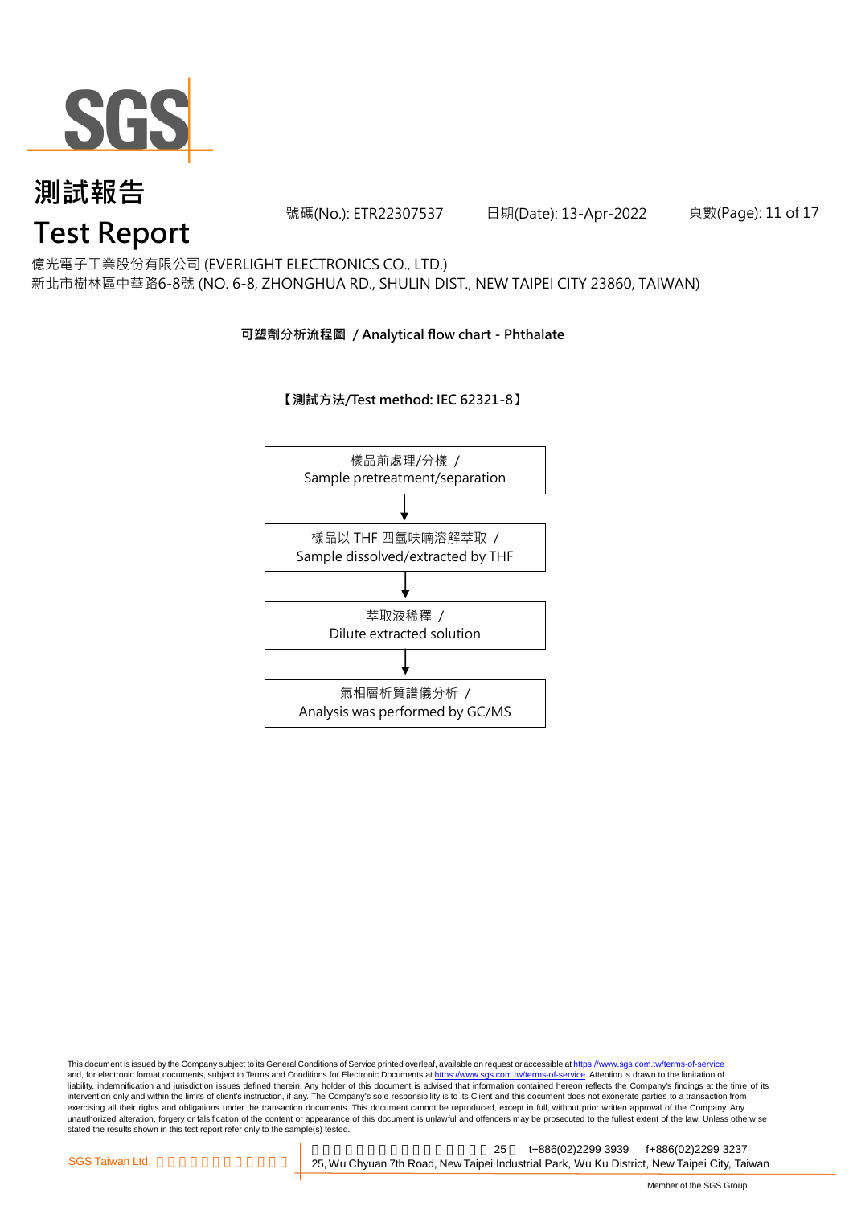億光電子工業股份有限公司 (EVERLIGHT ELECTRONICS CO., LTD.)
新北市樹林區中華路6-8號 (NO. 6-8, ZHONGHUA RD., SHULIN DIST., NEW TAIPEI CITY 23860, TAIWAN)

## 可塑劑分析流程圖 / Analytical flow chart - Phthalate

**【測試方法/Test method: IEC 62321-8】**

樣品前處理/分樣 /
Sample pretreatment/separation

↓

樣品以 THF 四氫呋喃溶解萃取 /
Sample dissolved/extracted by THF

↓

萃取液稀釋 /
Dilute extracted solution

↓

氣相層析質譜儀分析 /
Analysis was performed by GC/MS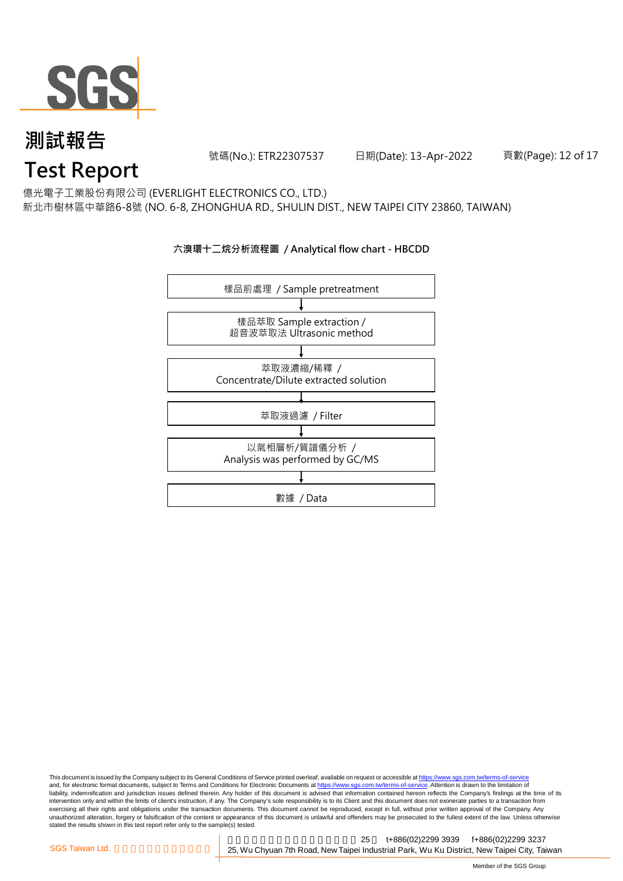# 測試報告
# Test Report

號碼(No.): ETR22307537 日期(Date): 13-Apr-2022

億光電子工業股份有限公司 (EVERLIGHT ELECTRONICS CO., LTD.)
新北市樹林區中華路6-8號 (NO. 6-8, ZHONGHUA RD., SHULIN DIST., NEW TAIPEI CITY 23860, TAIWAN)

## 六溴環十二烷分析流程圖 / Analytical flow chart - HBCDD

樣品前處理 / Sample pretreatment

↓

樣品萃取 Sample extraction /
超音波萃取法 Ultrasonic method

↓

萃取液濃縮/稀釋 /
Concentrate/Dilute extracted solution

↓

萃取液過濾 / Filter

↓

以氣相層析/質譜儀分析 /
Analysis was performed by GC/MS

↓

數據 / Data

This document is issued by the Company subject to its General Conditions of Service printed overleaf, available on request or accessible at https://www.sgs.com.tw/terms-of-service and, for electronic format documents, subject to Terms and Conditions for Electronic Documents at https://www.sgs.com.tw/terms-of-service. Attention is drawn to the limitation of liability, indemnification and jurisdiction issues defined therein. Any holder of this document is advised that information contained hereon reflects the Company's findings at the time of its intervention only and within the limits of client's instruction, if any. The Company's sole responsibility is to its Client and this document does not exonerate parties to a transaction from exercising all their rights and obligations under the transaction documents. This document cannot be reproduced, except in full, without prior written approval of the Company. Any unauthorized alteration, forgery or falsification of the content or appearance of this document is unlawful and offenders may be prosecuted to the fullest extent of the law. Unless otherwise stated the results shown in this test report refer only to the sample(s) tested.

SGS Taiwan Ltd. 25 t+886(02)2299 3939 f+886(02)2299 3237
25, Wu Chyuan 7th Road, New Taipei Industrial Park, Wu Ku District, New Taipei City, Taiwan

Member of the SGS Group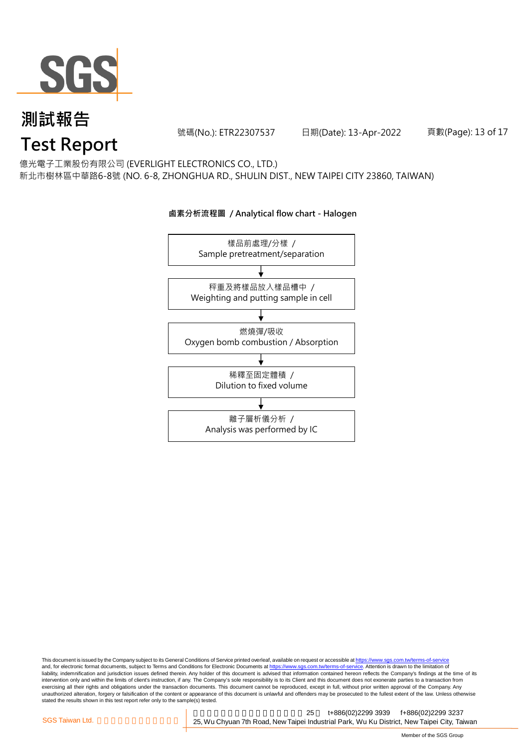# 測試報告
# Test Report

號碼(No.): ETR22307537　　日期(Date): 13-Apr-2022

億光電子工業股份有限公司 (EVERLIGHT ELECTRONICS CO., LTD.)
新北市樹林區中華路6-8號 (NO. 6-8, ZHONGHUA RD., SHULIN DIST., NEW TAIPEI CITY 23860, TAIWAN)

**鹵素分析流程圖 / Analytical flow chart - Halogen**

樣品前處理/分樣 / Sample pretreatment/separation

↓

秤重及將樣品放入樣品槽中 / Weighting and putting sample in cell

↓

燃燒彈/吸收 Oxygen bomb combustion / Absorption

↓

稀釋至固定體積 / Dilution to fixed volume

↓

離子層析儀分析 / Analysis was performed by IC

This document is issued by the Company subject to its General Conditions of Service printed overleaf, available on request or accessible at https://www.sgs.com.tw/terms-of-service and, for electronic format documents, subject to Terms and Conditions for Electronic Documents at https://www.sgs.com.tw/terms-of-service. Attention is drawn to the limitation of liability, indemnification and jurisdiction issues defined therein. Any holder of this document is advised that information contained hereon reflects the Company's findings at the time of its intervention only and within the limits of client's instruction, if any. The Company's sole responsibility is to its Client and this document does not exonerate parties to a transaction from exercising all their rights and obligations under the transaction documents. This document cannot be reproduced, except in full, without prior written approval of the Company. Any unauthorized alteration, forgery or falsification of the content or appearance of this document is unlawful and offenders may be prosecuted to the fullest extent of the law. Unless otherwise stated the results shown in this test report refer only to the sample(s) tested.

SGS Taiwan Ltd. 25 t+886(02)2299 3939 f+886(02)2299 3237
25, Wu Chyuan 7th Road, New Taipei Industrial Park, Wu Ku District, New Taipei City, Taiwan

Member of the SGS Group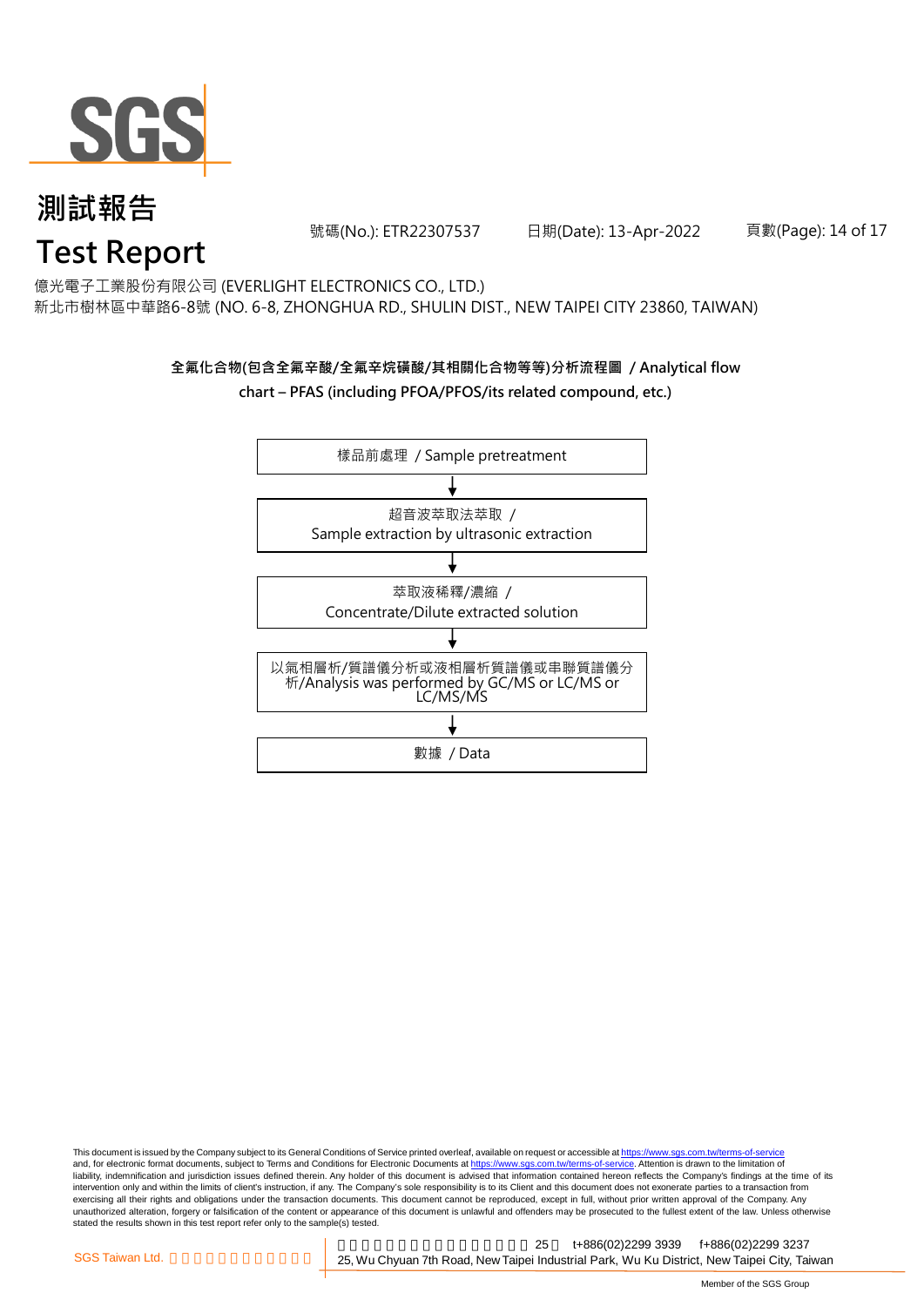億光電子工業股份有限公司 (EVERLIGHT ELECTRONICS CO., LTD.)
新北市樹林區中華路6-8號 (NO. 6-8, ZHONGHUA RD., SHULIN DIST., NEW TAIPEI CITY 23860, TAIWAN)

**全氟化合物(包含全氟辛酸/全氟辛烷磺酸/其相關化合物等等)分析流程圖 / Analytical flow chart – PFAS (including PFOA/PFOS/its related compound, etc.)**

樣品前處理 / Sample pretreatment

↓

超音波萃取法萃取 /
Sample extraction by ultrasonic extraction

↓

萃取液稀釋/濃縮 /
Concentrate/Dilute extracted solution

↓

以氣相層析/質譜儀分析或液相層析質譜儀或串聯質譜儀分析/Analysis was performed by GC/MS or LC/MS or LC/MS/MS

↓

數據 / Data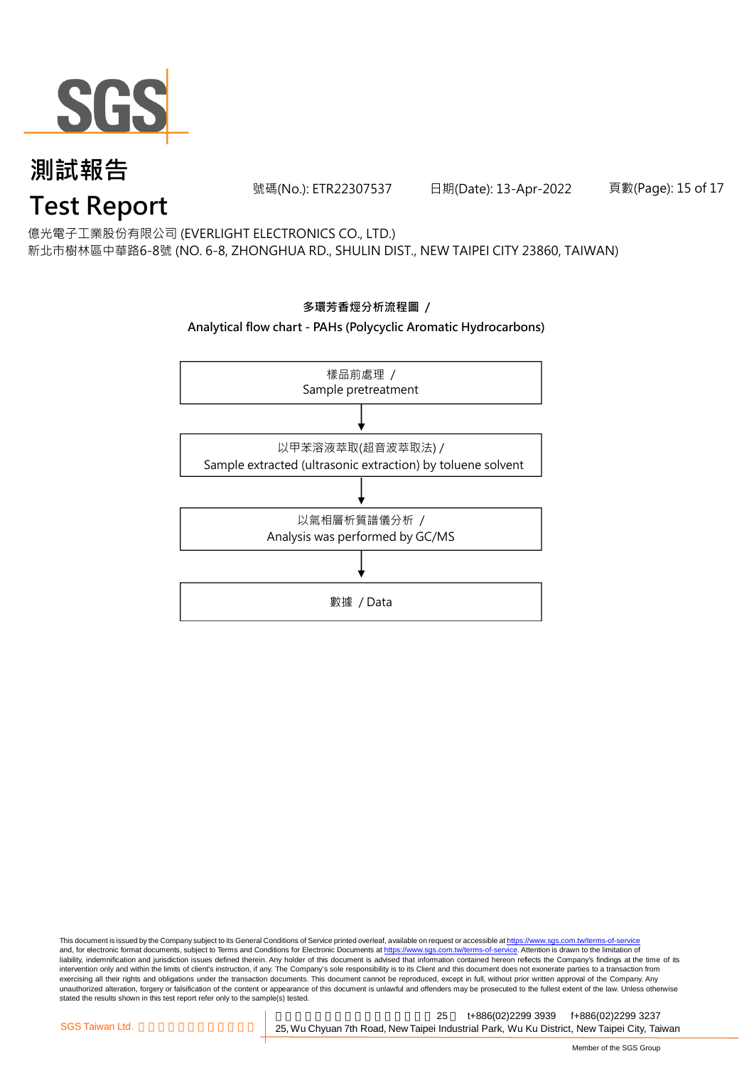# 測試報告
# Test Report

號碼(No.): ETR22307537　　日期(Date): 13-Apr-2022

億光電子工業股份有限公司 (EVERLIGHT ELECTRONICS CO., LTD.)
新北市樹林區中華路6-8號 (NO. 6-8, ZHONGHUA RD., SHULIN DIST., NEW TAIPEI CITY 23860, TAIWAN)

**多環芳香烴分析流程圖 /**
**Analytical flow chart - PAHs (Polycyclic Aromatic Hydrocarbons)**

樣品前處理 /
Sample pretreatment

↓

以甲苯溶液萃取(超音波萃取法) /
Sample extracted (ultrasonic extraction) by toluene solvent

↓

以氣相層析質譜儀分析 /
Analysis was performed by GC/MS

↓

數據 / Data

This document is issued by the Company subject to its General Conditions of Service printed overleaf, available on request or accessible at https://www.sgs.com.tw/terms-of-service and, for electronic format documents, subject to Terms and Conditions for Electronic Documents at https://www.sgs.com.tw/terms-of-service. Attention is drawn to the limitation of liability, indemnification and jurisdiction issues defined therein. Any holder of this document is advised that information contained hereon reflects the Company's findings at the time of its intervention only and within the limits of client's instruction, if any. The Company's sole responsibility is to its Client and this document does not exonerate parties to a transaction from exercising all their rights and obligations under the transaction documents. This document cannot be reproduced, except in full, without prior written approval of the Company. Any unauthorized alteration, forgery or falsification of the content or appearance of this document is unlawful and offenders may be prosecuted to the fullest extent of the law. Unless otherwise stated the results shown in this test report refer only to the sample(s) tested.

SGS Taiwan Ltd. 25, Wu Chyuan 7th Road, New Taipei Industrial Park, Wu Ku District, New Taipei City, Taiwan t+886(02)2299 3939 f+886(02)2299 3237

Member of the SGS Group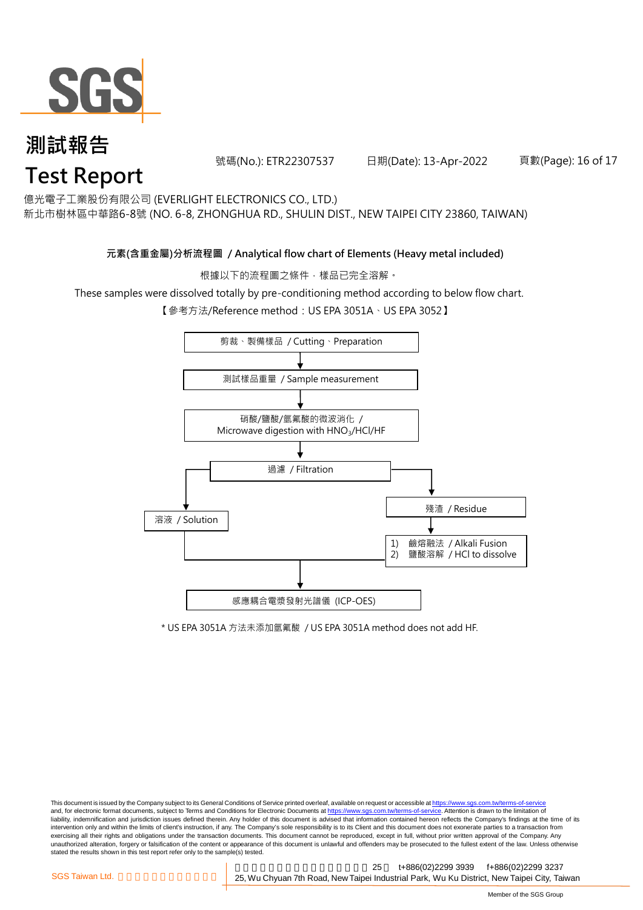# 測試報告
# Test Report

號碼(No.): ETR22307537　　日期(Date): 13-Apr-2022

億光電子工業股份有限公司 (EVERLIGHT ELECTRONICS CO., LTD.)
新北市樹林區中華路6-8號 (NO. 6-8, ZHONGHUA RD., SHULIN DIST., NEW TAIPEI CITY 23860, TAIWAN)

**元素(含重金屬)分析流程圖 / Analytical flow chart of Elements (Heavy metal included)**

根據以下的流程圖之條件，樣品已完全溶解。

These samples were dissolved totally by pre-conditioning method according to below flow chart.

【參考方法/Reference method：US EPA 3051A、US EPA 3052】

- 剪裁、製備樣品 / Cutting、Preparation
- ↓
- 測試樣品重量 / Sample measurement
- ↓
- 硝酸/鹽酸/氫氟酸的微波消化 / Microwave digestion with $HNO_3$/HCl/HF
- ↓
- 過濾 / Filtration
  - → 溶液 / Solution
  - → 殘渣 / Residue
    - ↓
    - 1) 鹼熔融法 / Alkali Fusion
    - 2) 鹽酸溶解 / HCl to dissolve
- ↓
- 感應耦合電漿發射光譜儀 (ICP-OES)

* US EPA 3051A 方法未添加氫氟酸 / US EPA 3051A method does not add HF.

This document is issued by the Company subject to its General Conditions of Service printed overleaf, available on request or accessible at https://www.sgs.com.tw/terms-of-service and, for electronic format documents, subject to Terms and Conditions for Electronic Documents at https://www.sgs.com.tw/terms-of-service. Attention is drawn to the limitation of liability, indemnification and jurisdiction issues defined therein. Any holder of this document is advised that information contained hereon reflects the Company's findings at the time of its intervention only and within the limits of client's instruction, if any. The Company's sole responsibility is to its Client and this document does not exonerate parties to a transaction from exercising all their rights and obligations under the transaction documents. This document cannot be reproduced, except in full, without prior written approval of the Company. Any unauthorized alteration, forgery or falsification of the content or appearance of this document is unlawful and offenders may be prosecuted to the fullest extent of the law. Unless otherwise stated the results shown in this test report refer only to the sample(s) tested.

SGS Taiwan Ltd. | 25, Wu Chyuan 7th Road, New Taipei Industrial Park, Wu Ku District, New Taipei City, Taiwan | t+886(02)2299 3939 f+886(02)2299 3237

Member of the SGS Group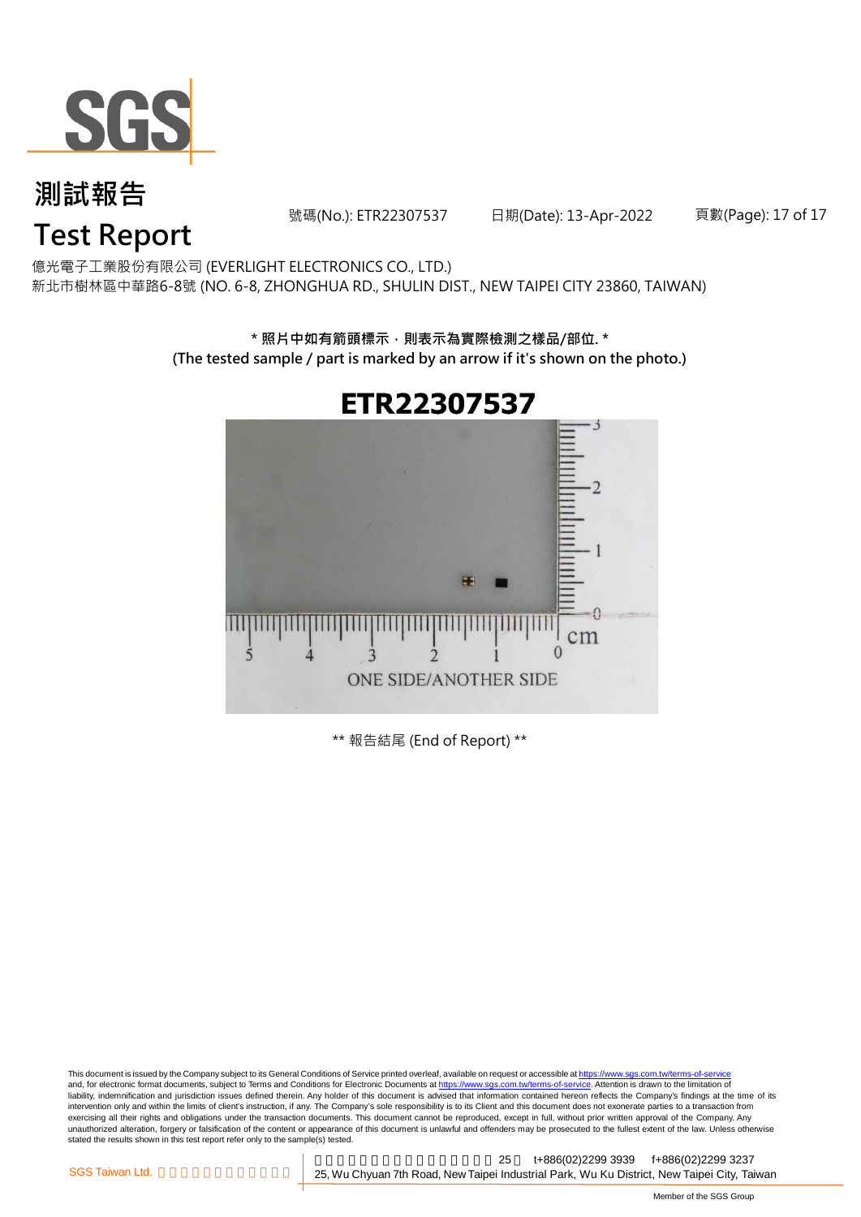# 測試報告
# Test Report

號碼(No.): ETR22307537　　日期(Date): 13-Apr-2022

億光電子工業股份有限公司 (EVERLIGHT ELECTRONICS CO., LTD.)
新北市樹林區中華路6-8號 (NO. 6-8, ZHONGHUA RD., SHULIN DIST., NEW TAIPEI CITY 23860, TAIWAN)

**\* 照片中如有箭頭標示，則表示為實際檢測之樣品/部位. \***
**(The tested sample / part is marked by an arrow if it's shown on the photo.)**

**ETR22307537**

ONE SIDE/ANOTHER SIDE

\*\* 報告結尾 (End of Report) \*\*

This document is issued by the Company subject to its General Conditions of Service printed overleaf, available on request or accessible at https://www.sgs.com.tw/terms-of-service and, for electronic format documents, subject to Terms and Conditions for Electronic Documents at https://www.sgs.com.tw/terms-of-service. Attention is drawn to the limitation of liability, indemnification and jurisdiction issues defined therein. Any holder of this document is advised that information contained hereon reflects the Company's findings at the time of its intervention only and within the limits of client's instruction, if any. The Company's sole responsibility is to its Client and this document does not exonerate parties to a transaction from exercising all their rights and obligations under the transaction documents. This document cannot be reproduced, except in full, without prior written approval of the Company. Any unauthorized alteration, forgery or falsification of the content or appearance of this document is unlawful and offenders may be prosecuted to the fullest extent of the law. Unless otherwise stated the results shown in this test report refer only to the sample(s) tested.

SGS Taiwan Ltd. | 25, Wu Chyuan 7th Road, New Taipei Industrial Park, Wu Ku District, New Taipei City, Taiwan t+886(02)2299 3939 f+886(02)2299 3237

Member of the SGS Group